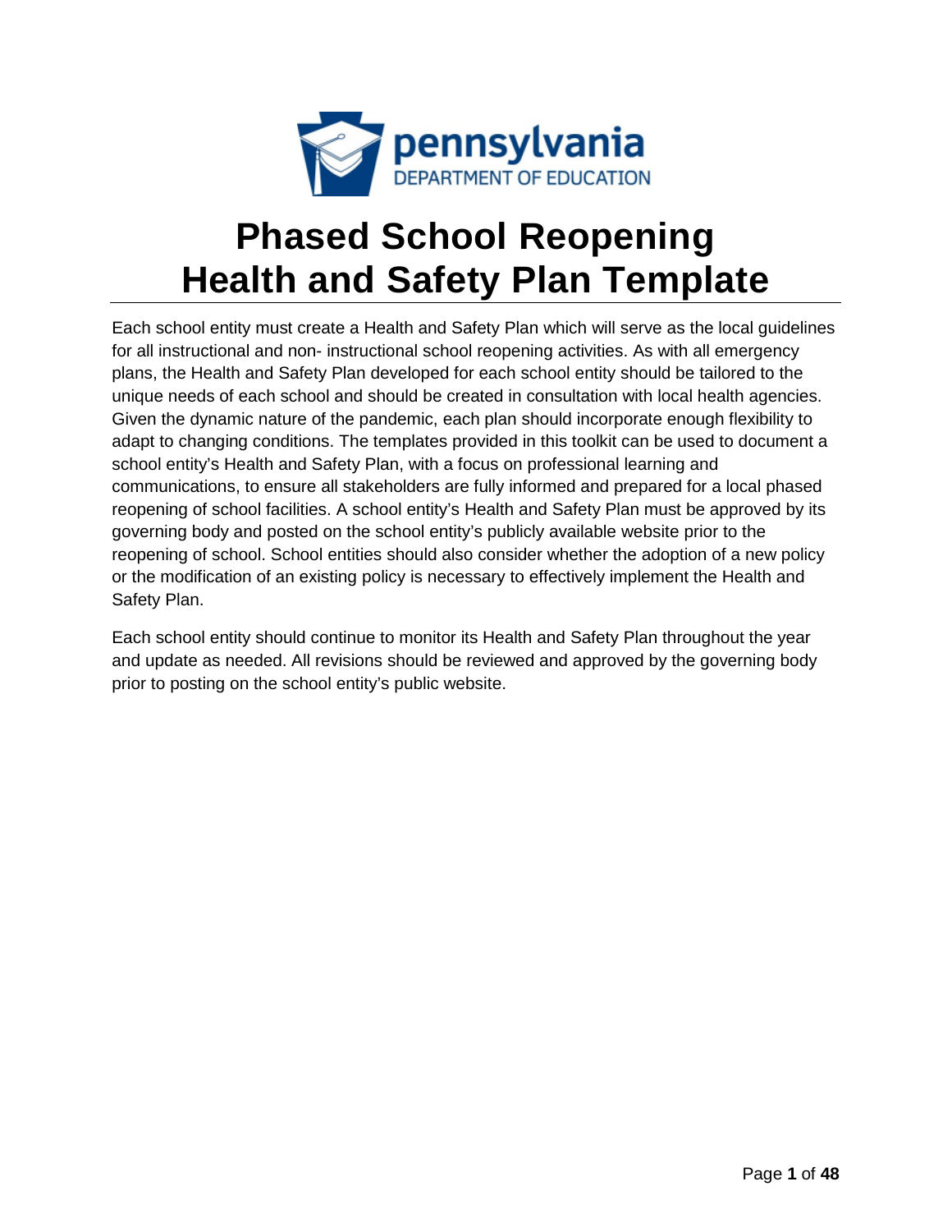pennsylvania
DEPARTMENT OF EDUCATION

# Phased School Reopening Health and Safety Plan Template

Each school entity must create a Health and Safety Plan which will serve as the local guidelines for all instructional and non- instructional school reopening activities. As with all emergency plans, the Health and Safety Plan developed for each school entity should be tailored to the unique needs of each school and should be created in consultation with local health agencies. Given the dynamic nature of the pandemic, each plan should incorporate enough flexibility to adapt to changing conditions. The templates provided in this toolkit can be used to document a school entity's Health and Safety Plan, with a focus on professional learning and communications, to ensure all stakeholders are fully informed and prepared for a local phased reopening of school facilities. A school entity's Health and Safety Plan must be approved by its governing body and posted on the school entity's publicly available website prior to the reopening of school. School entities should also consider whether the adoption of a new policy or the modification of an existing policy is necessary to effectively implement the Health and Safety Plan.

Each school entity should continue to monitor its Health and Safety Plan throughout the year and update as needed. All revisions should be reviewed and approved by the governing body prior to posting on the school entity's public website.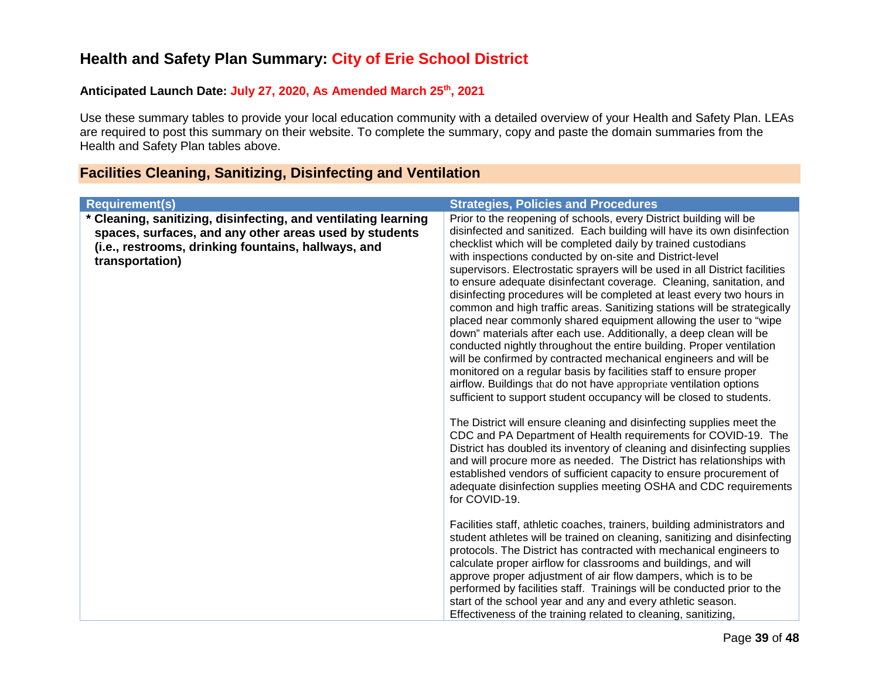## Health and Safety Plan Summary: City of Erie School District

**Anticipated Launch Date: July 27, 2020, As Amended March 25th, 2021**

Use these summary tables to provide your local education community with a detailed overview of your Health and Safety Plan. LEAs are required to post this summary on their website. To complete the summary, copy and paste the domain summaries from the Health and Safety Plan tables above.

### Facilities Cleaning, Sanitizing, Disinfecting and Ventilation

| Requirement(s) | Strategies, Policies and Procedures |
|---|---|
| **\* Cleaning, sanitizing, disinfecting, and ventilating learning spaces, surfaces, and any other areas used by students (i.e., restrooms, drinking fountains, hallways, and transportation)** | Prior to the reopening of schools, every District building will be disinfected and sanitized. Each building will have its own disinfection checklist which will be completed daily by trained custodians with inspections conducted by on-site and District-level supervisors. Electrostatic sprayers will be used in all District facilities to ensure adequate disinfectant coverage. Cleaning, sanitation, and disinfecting procedures will be completed at least every two hours in common and high traffic areas. Sanitizing stations will be strategically placed near commonly shared equipment allowing the user to "wipe down" materials after each use. Additionally, a deep clean will be conducted nightly throughout the entire building. Proper ventilation will be confirmed by contracted mechanical engineers and will be monitored on a regular basis by facilities staff to ensure proper airflow. Buildings that do not have appropriate ventilation options sufficient to support student occupancy will be closed to students.<br><br>The District will ensure cleaning and disinfecting supplies meet the CDC and PA Department of Health requirements for COVID-19. The District has doubled its inventory of cleaning and disinfecting supplies and will procure more as needed. The District has relationships with established vendors of sufficient capacity to ensure procurement of adequate disinfection supplies meeting OSHA and CDC requirements for COVID-19.<br><br>Facilities staff, athletic coaches, trainers, building administrators and student athletes will be trained on cleaning, sanitizing and disinfecting protocols. The District has contracted with mechanical engineers to calculate proper airflow for classrooms and buildings, and will approve proper adjustment of air flow dampers, which is to be performed by facilities staff. Trainings will be conducted prior to the start of the school year and any and every athletic season. Effectiveness of the training related to cleaning, sanitizing, |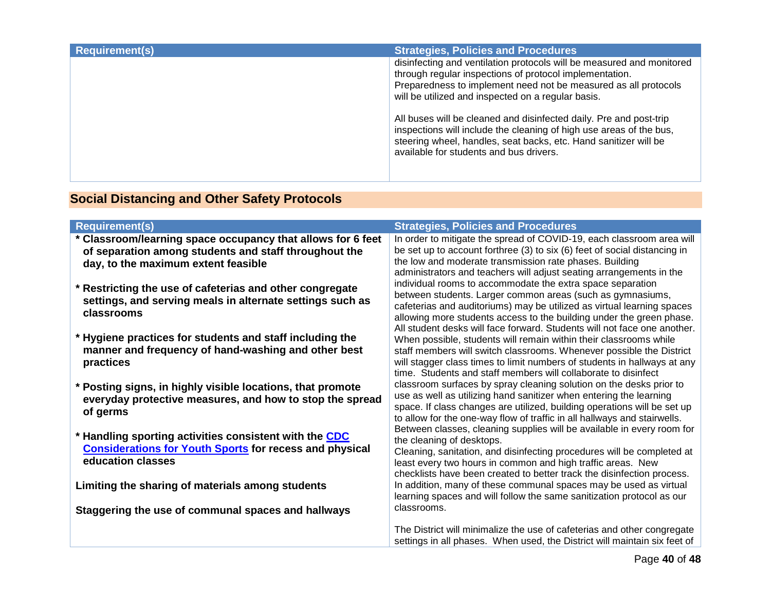| Requirement(s) | Strategies, Policies and Procedures |
|---|---|
| | disinfecting and ventilation protocols will be measured and monitored through regular inspections of protocol implementation. Preparedness to implement need not be measured as all protocols will be utilized and inspected on a regular basis.<br><br>All buses will be cleaned and disinfected daily. Pre and post-trip inspections will include the cleaning of high use areas of the bus, steering wheel, handles, seat backs, etc. Hand sanitizer will be available for students and bus drivers. |

## Social Distancing and Other Safety Protocols

| Requirement(s) | Strategies, Policies and Procedures |
|---|---|
| **\* Classroom/learning space occupancy that allows for 6 feet of separation among students and staff throughout the day, to the maximum extent feasible**<br><br>**\* Restricting the use of cafeterias and other congregate settings, and serving meals in alternate settings such as classrooms**<br><br>**\* Hygiene practices for students and staff including the manner and frequency of hand-washing and other best practices**<br><br>**\* Posting signs, in highly visible locations, that promote everyday protective measures, and how to stop the spread of germs**<br><br>**\* Handling sporting activities consistent with the [CDC Considerations for Youth Sports](#) for recess and physical education classes**<br><br>**Limiting the sharing of materials among students**<br><br>**Staggering the use of communal spaces and hallways** | In order to mitigate the spread of COVID-19, each classroom area will be set up to account forthree (3) to six (6) feet of social distancing in the low and moderate transmission rate phases. Building administrators and teachers will adjust seating arrangements in the individual rooms to accommodate the extra space separation between students. Larger common areas (such as gymnasiums, cafeterias and auditoriums) may be utilized as virtual learning spaces allowing more students access to the building under the green phase. All student desks will face forward. Students will not face one another. When possible, students will remain within their classrooms while staff members will switch classrooms. Whenever possible the District will stagger class times to limit numbers of students in hallways at any time. Students and staff members will collaborate to disinfect classroom surfaces by spray cleaning solution on the desks prior to use as well as utilizing hand sanitizer when entering the learning space. If class changes are utilized, building operations will be set up to allow for the one-way flow of traffic in all hallways and stairwells. Between classes, cleaning supplies will be available in every room for the cleaning of desktops.<br>Cleaning, sanitation, and disinfecting procedures will be completed at least every two hours in common and high traffic areas. New checklists have been created to better track the disinfection process. In addition, many of these communal spaces may be used as virtual learning spaces and will follow the same sanitization protocol as our classrooms.<br><br>The District will minimalize the use of cafeterias and other congregate settings in all phases. When used, the District will maintain six feet of |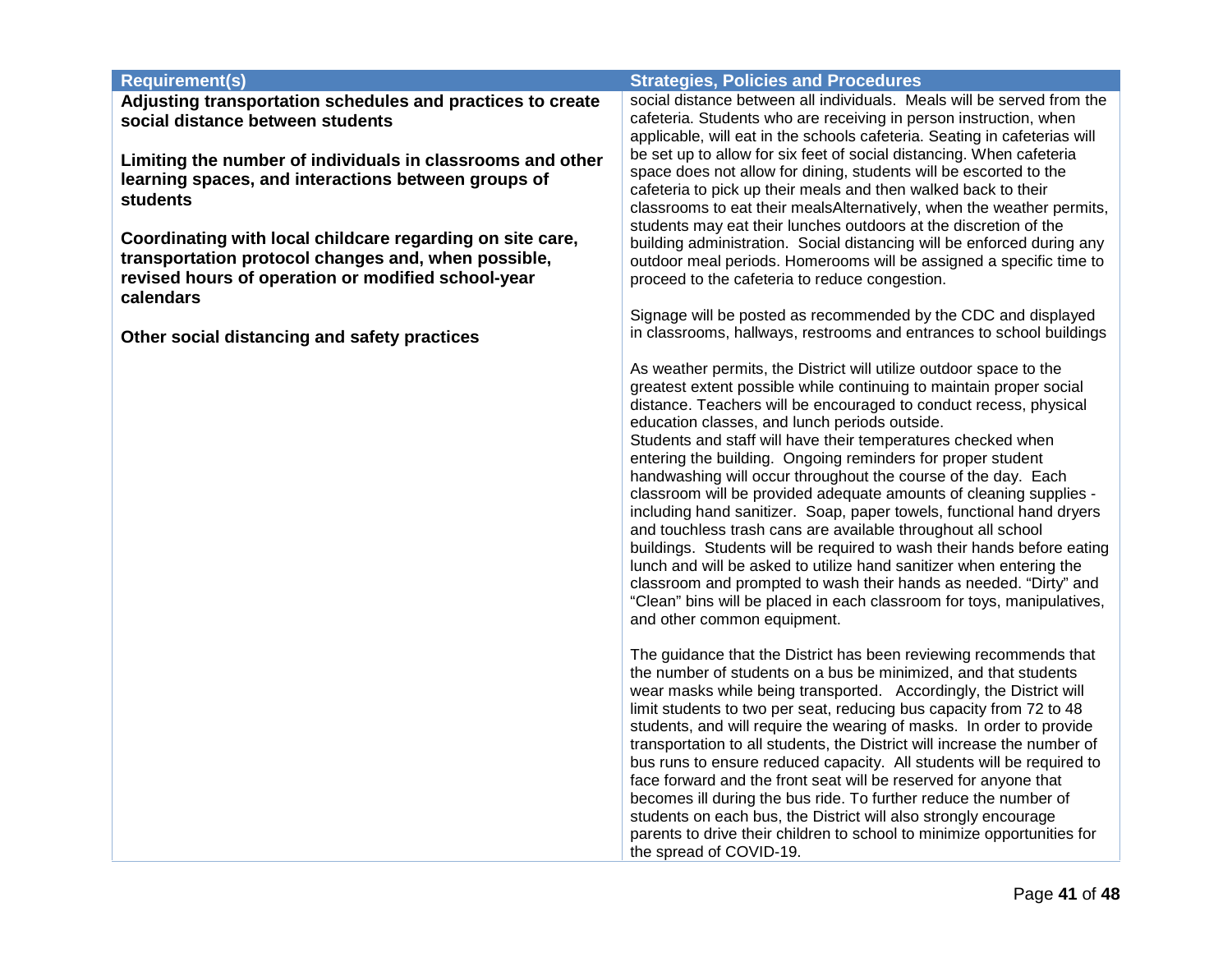| Requirement(s) | Strategies, Policies and Procedures |
| --- | --- |
| **Adjusting transportation schedules and practices to create social distance between students**<br><br>**Limiting the number of individuals in classrooms and other learning spaces, and interactions between groups of students**<br><br>**Coordinating with local childcare regarding on site care, transportation protocol changes and, when possible, revised hours of operation or modified school-year calendars**<br><br>**Other social distancing and safety practices** | social distance between all individuals. Meals will be served from the cafeteria. Students who are receiving in person instruction, when applicable, will eat in the schools cafeteria. Seating in cafeterias will be set up to allow for six feet of social distancing. When cafeteria space does not allow for dining, students will be escorted to the cafeteria to pick up their meals and then walked back to their classrooms to eat their mealsAlternatively, when the weather permits, students may eat their lunches outdoors at the discretion of the building administration. Social distancing will be enforced during any outdoor meal periods. Homerooms will be assigned a specific time to proceed to the cafeteria to reduce congestion.<br><br>Signage will be posted as recommended by the CDC and displayed in classrooms, hallways, restrooms and entrances to school buildings<br><br>As weather permits, the District will utilize outdoor space to the greatest extent possible while continuing to maintain proper social distance. Teachers will be encouraged to conduct recess, physical education classes, and lunch periods outside.<br>Students and staff will have their temperatures checked when entering the building. Ongoing reminders for proper student handwashing will occur throughout the course of the day. Each classroom will be provided adequate amounts of cleaning supplies - including hand sanitizer. Soap, paper towels, functional hand dryers and touchless trash cans are available throughout all school buildings. Students will be required to wash their hands before eating lunch and will be asked to utilize hand sanitizer when entering the classroom and prompted to wash their hands as needed. "Dirty" and "Clean" bins will be placed in each classroom for toys, manipulatives, and other common equipment.<br><br>The guidance that the District has been reviewing recommends that the number of students on a bus be minimized, and that students wear masks while being transported. Accordingly, the District will limit students to two per seat, reducing bus capacity from 72 to 48 students, and will require the wearing of masks. In order to provide transportation to all students, the District will increase the number of bus runs to ensure reduced capacity. All students will be required to face forward and the front seat will be reserved for anyone that becomes ill during the bus ride. To further reduce the number of students on each bus, the District will also strongly encourage parents to drive their children to school to minimize opportunities for the spread of COVID-19. |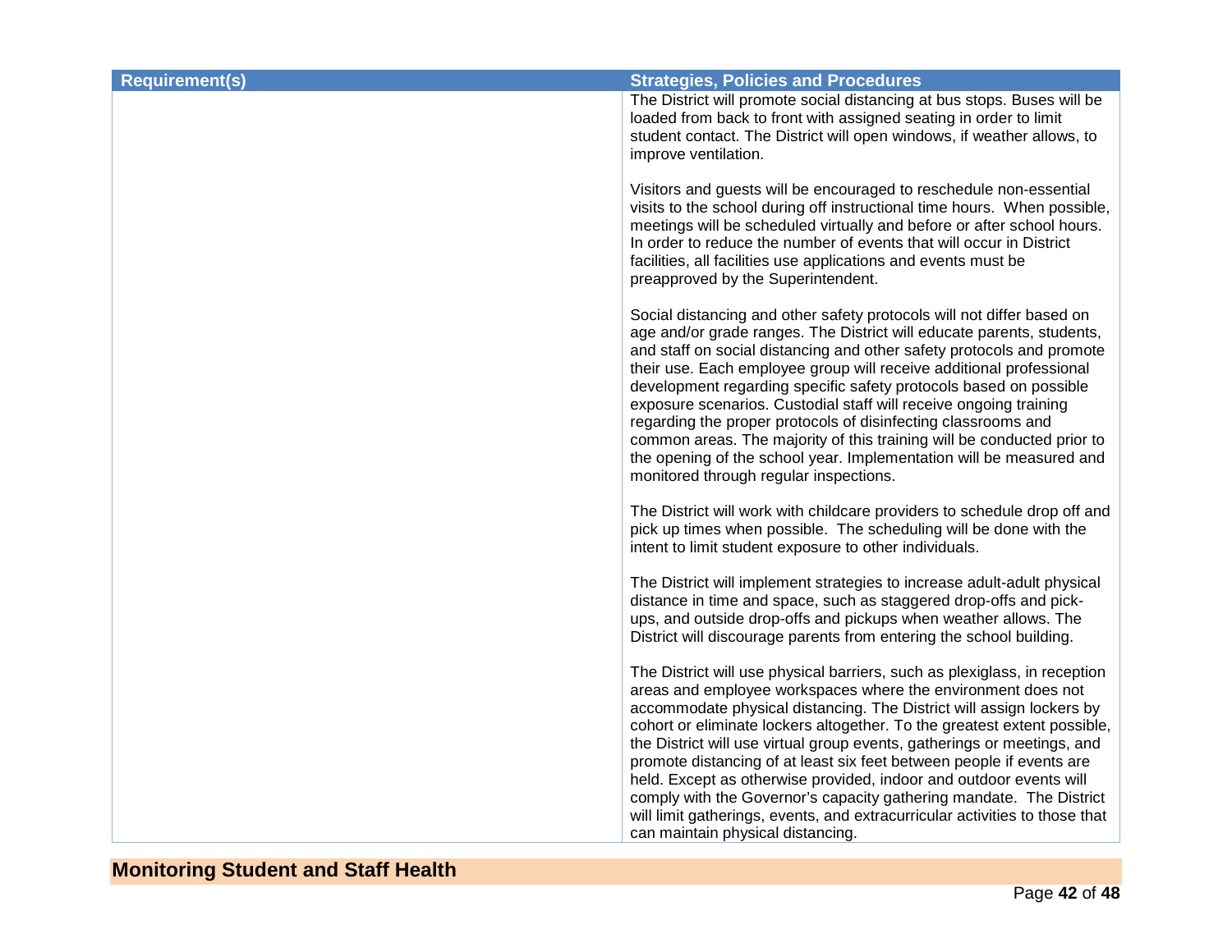| Requirement(s) | Strategies, Policies and Procedures |
| --- | --- |
| | The District will promote social distancing at bus stops. Buses will be loaded from back to front with assigned seating in order to limit student contact. The District will open windows, if weather allows, to improve ventilation.<br><br>Visitors and guests will be encouraged to reschedule non-essential visits to the school during off instructional time hours. When possible, meetings will be scheduled virtually and before or after school hours. In order to reduce the number of events that will occur in District facilities, all facilities use applications and events must be preapproved by the Superintendent.<br><br>Social distancing and other safety protocols will not differ based on age and/or grade ranges. The District will educate parents, students, and staff on social distancing and other safety protocols and promote their use. Each employee group will receive additional professional development regarding specific safety protocols based on possible exposure scenarios. Custodial staff will receive ongoing training regarding the proper protocols of disinfecting classrooms and common areas. The majority of this training will be conducted prior to the opening of the school year. Implementation will be measured and monitored through regular inspections.<br><br>The District will work with childcare providers to schedule drop off and pick up times when possible. The scheduling will be done with the intent to limit student exposure to other individuals.<br><br>The District will implement strategies to increase adult-adult physical distance in time and space, such as staggered drop-offs and pick-ups, and outside drop-offs and pickups when weather allows. The District will discourage parents from entering the school building.<br><br>The District will use physical barriers, such as plexiglass, in reception areas and employee workspaces where the environment does not accommodate physical distancing. The District will assign lockers by cohort or eliminate lockers altogether. To the greatest extent possible, the District will use virtual group events, gatherings or meetings, and promote distancing of at least six feet between people if events are held. Except as otherwise provided, indoor and outdoor events will comply with the Governor's capacity gathering mandate. The District will limit gatherings, events, and extracurricular activities to those that can maintain physical distancing. |

## Monitoring Student and Staff Health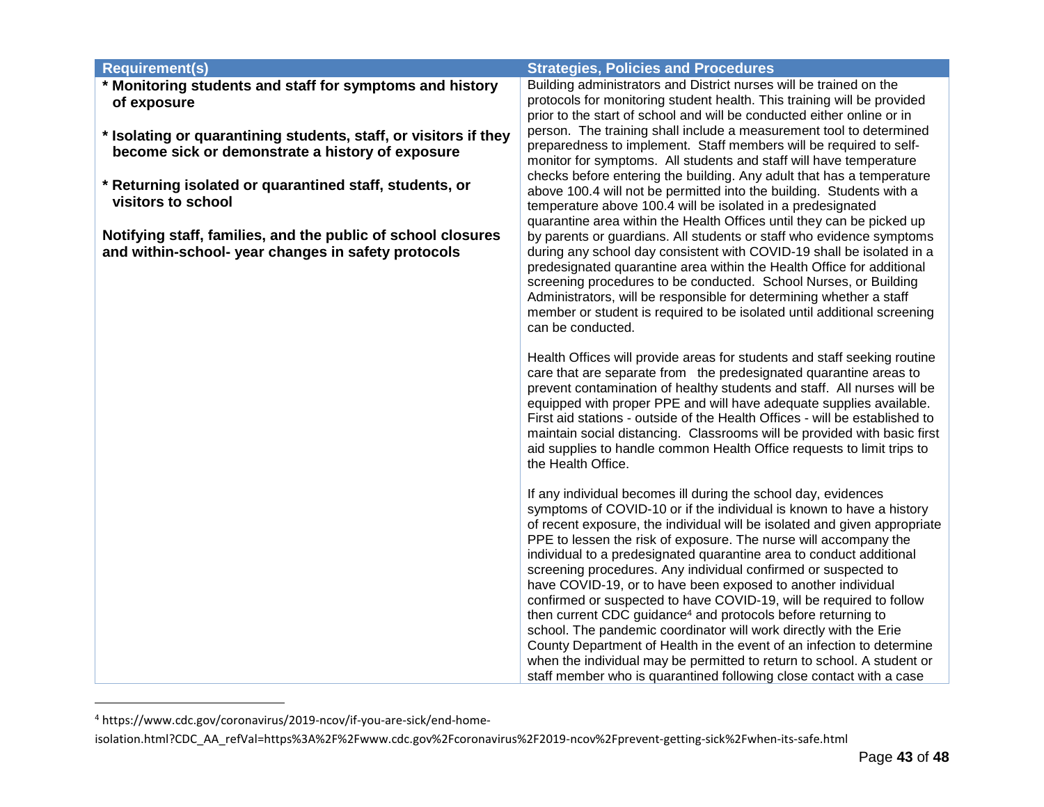| Requirement(s) | Strategies, Policies and Procedures |
|---|---|
| **\* Monitoring students and staff for symptoms and history of exposure**<br><br>**\* Isolating or quarantining students, staff, or visitors if they become sick or demonstrate a history of exposure**<br><br>**\* Returning isolated or quarantined staff, students, or visitors to school**<br><br>**Notifying staff, families, and the public of school closures and within-school- year changes in safety protocols** | Building administrators and District nurses will be trained on the protocols for monitoring student health. This training will be provided prior to the start of school and will be conducted either online or in person. The training shall include a measurement tool to determined preparedness to implement. Staff members will be required to self-monitor for symptoms. All students and staff will have temperature checks before entering the building. Any adult that has a temperature above 100.4 will not be permitted into the building. Students with a temperature above 100.4 will be isolated in a predesignated quarantine area within the Health Offices until they can be picked up by parents or guardians. All students or staff who evidence symptoms during any school day consistent with COVID-19 shall be isolated in a predesignated quarantine area within the Health Office for additional screening procedures to be conducted. School Nurses, or Building Administrators, will be responsible for determining whether a staff member or student is required to be isolated until additional screening can be conducted.<br><br>Health Offices will provide areas for students and staff seeking routine care that are separate from the predesignated quarantine areas to prevent contamination of healthy students and staff. All nurses will be equipped with proper PPE and will have adequate supplies available. First aid stations - outside of the Health Offices - will be established to maintain social distancing. Classrooms will be provided with basic first aid supplies to handle common Health Office requests to limit trips to the Health Office.<br><br>If any individual becomes ill during the school day, evidences symptoms of COVID-10 or if the individual is known to have a history of recent exposure, the individual will be isolated and given appropriate PPE to lessen the risk of exposure. The nurse will accompany the individual to a predesignated quarantine area to conduct additional screening procedures. Any individual confirmed or suspected to have COVID-19, or to have been exposed to another individual confirmed or suspected to have COVID-19, will be required to follow then current CDC guidance[4] and protocols before returning to school. The pandemic coordinator will work directly with the Erie County Department of Health in the event of an infection to determine when the individual may be permitted to return to school. A student or staff member who is quarantined following close contact with a case |

[4] https://www.cdc.gov/coronavirus/2019-ncov/if-you-are-sick/end-home-isolation.html?CDC_AA_refVal=https%3A%2F%2Fwww.cdc.gov%2Fcoronavirus%2F2019-ncov%2Fprevent-getting-sick%2Fwhen-its-safe.html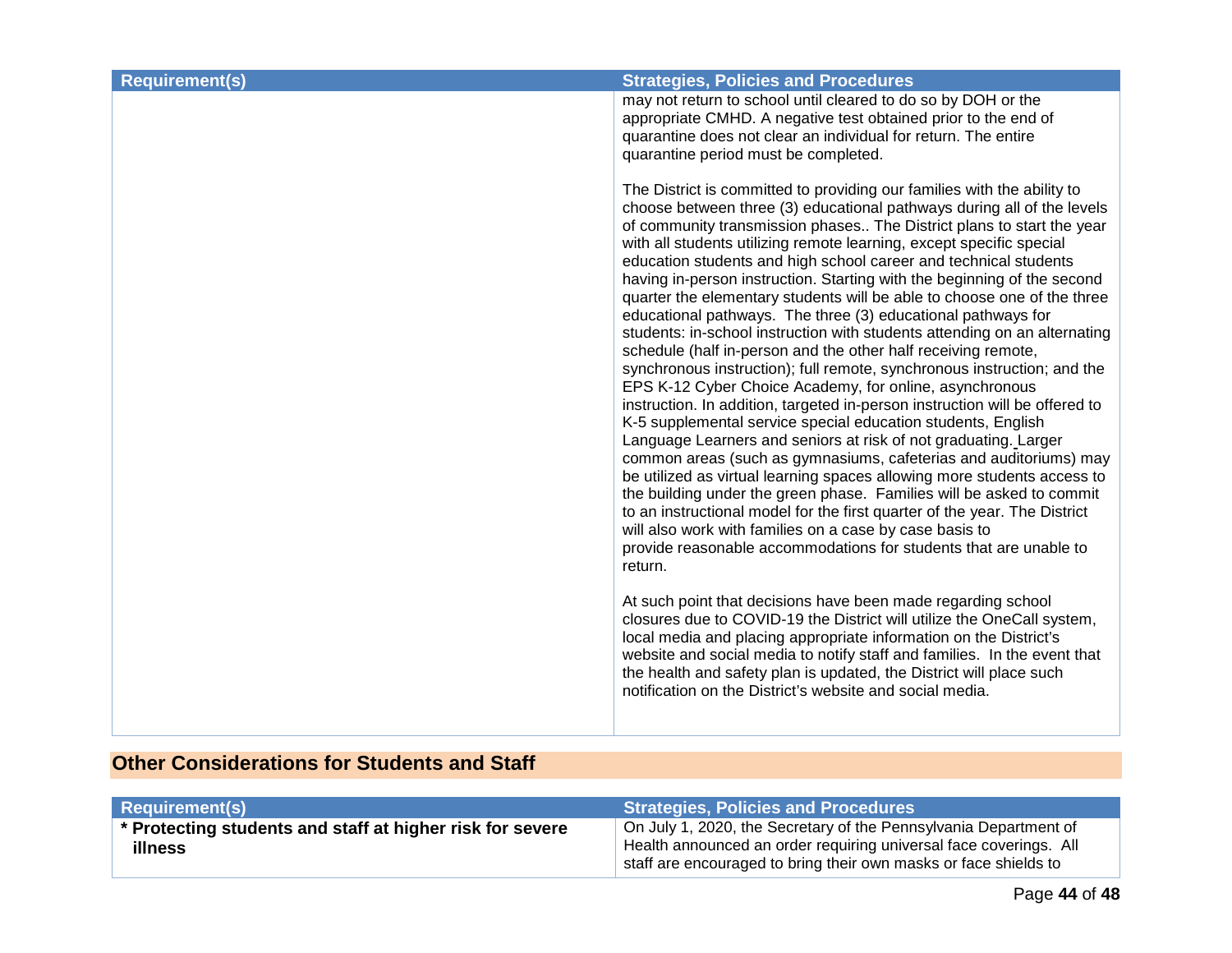| Requirement(s) | Strategies, Policies and Procedures |
|---|---|
| | may not return to school until cleared to do so by DOH or the appropriate CMHD. A negative test obtained prior to the end of quarantine does not clear an individual for return. The entire quarantine period must be completed.<br><br>The District is committed to providing our families with the ability to choose between three (3) educational pathways during all of the levels of community transmission phases.. The District plans to start the year with all students utilizing remote learning, except specific special education students and high school career and technical students having in-person instruction. Starting with the beginning of the second quarter the elementary students will be able to choose one of the three educational pathways. The three (3) educational pathways for students: in-school instruction with students attending on an alternating schedule (half in-person and the other half receiving remote, synchronous instruction); full remote, synchronous instruction; and the EPS K-12 Cyber Choice Academy, for online, asynchronous instruction. In addition, targeted in-person instruction will be offered to K-5 supplemental service special education students, English Language Learners and seniors at risk of not graduating. Larger common areas (such as gymnasiums, cafeterias and auditoriums) may be utilized as virtual learning spaces allowing more students access to the building under the green phase. Families will be asked to commit to an instructional model for the first quarter of the year. The District will also work with families on a case by case basis to provide reasonable accommodations for students that are unable to return.<br><br>At such point that decisions have been made regarding school closures due to COVID-19 the District will utilize the OneCall system, local media and placing appropriate information on the District's website and social media to notify staff and families. In the event that the health and safety plan is updated, the District will place such notification on the District's website and social media. |

## Other Considerations for Students and Staff

| Requirement(s) | Strategies, Policies and Procedures |
|---|---|
| **\* Protecting students and staff at higher risk for severe illness** | On July 1, 2020, the Secretary of the Pennsylvania Department of Health announced an order requiring universal face coverings. All staff are encouraged to bring their own masks or face shields to |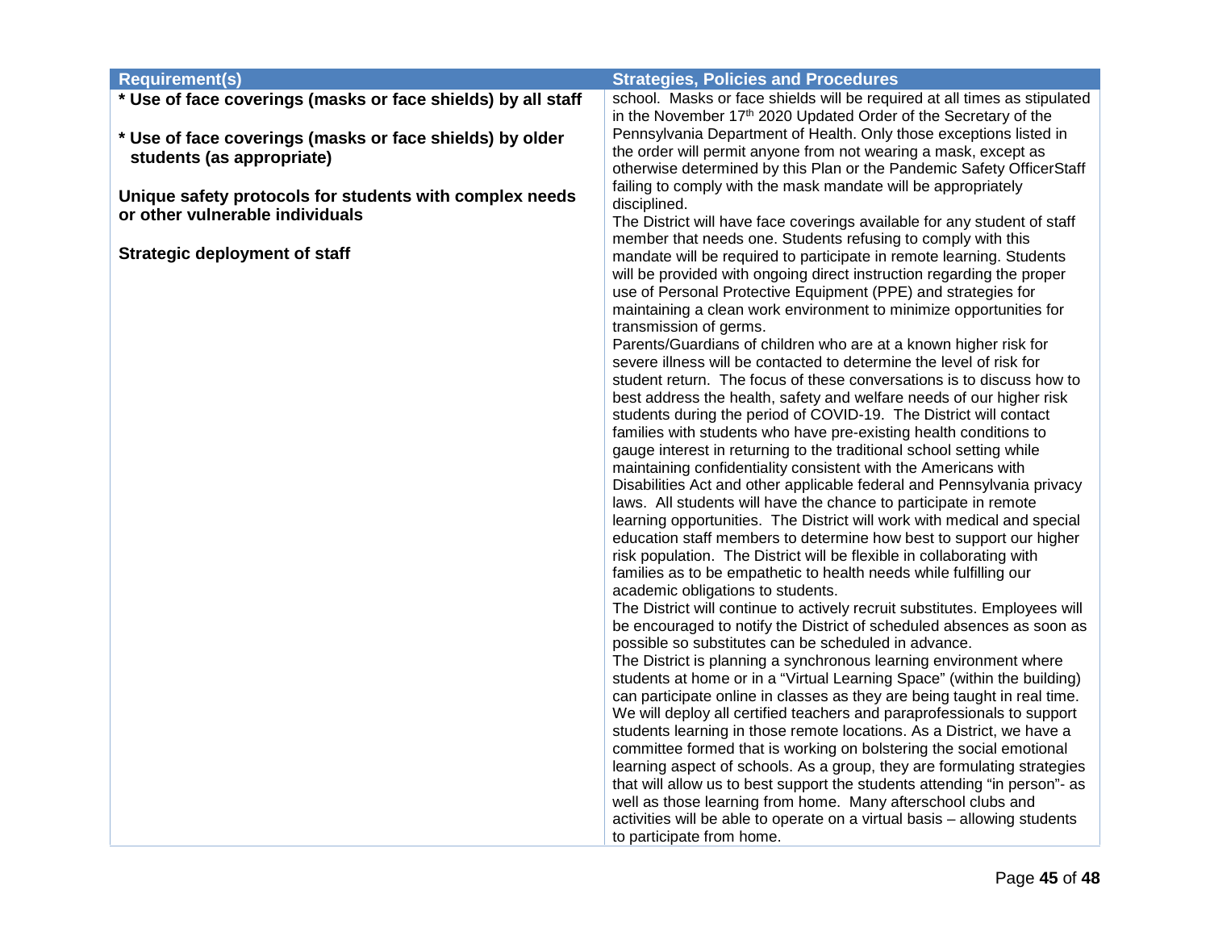| Requirement(s) | Strategies, Policies and Procedures |
|---|---|
| **\* Use of face coverings (masks or face shields) by all staff**<br><br>**\* Use of face coverings (masks or face shields) by older students (as appropriate)**<br><br>**Unique safety protocols for students with complex needs or other vulnerable individuals**<br><br>**Strategic deployment of staff** | school. Masks or face shields will be required at all times as stipulated in the November 17th 2020 Updated Order of the Secretary of the Pennsylvania Department of Health. Only those exceptions listed in the order will permit anyone from not wearing a mask, except as otherwise determined by this Plan or the Pandemic Safety OfficerStaff failing to comply with the mask mandate will be appropriately disciplined.<br>The District will have face coverings available for any student of staff member that needs one. Students refusing to comply with this mandate will be required to participate in remote learning. Students will be provided with ongoing direct instruction regarding the proper use of Personal Protective Equipment (PPE) and strategies for maintaining a clean work environment to minimize opportunities for transmission of germs.<br>Parents/Guardians of children who are at a known higher risk for severe illness will be contacted to determine the level of risk for student return. The focus of these conversations is to discuss how to best address the health, safety and welfare needs of our higher risk students during the period of COVID-19. The District will contact families with students who have pre-existing health conditions to gauge interest in returning to the traditional school setting while maintaining confidentiality consistent with the Americans with Disabilities Act and other applicable federal and Pennsylvania privacy laws. All students will have the chance to participate in remote learning opportunities. The District will work with medical and special education staff members to determine how best to support our higher risk population. The District will be flexible in collaborating with families as to be empathetic to health needs while fulfilling our academic obligations to students.<br>The District will continue to actively recruit substitutes. Employees will be encouraged to notify the District of scheduled absences as soon as possible so substitutes can be scheduled in advance.<br>The District is planning a synchronous learning environment where students at home or in a "Virtual Learning Space" (within the building) can participate online in classes as they are being taught in real time. We will deploy all certified teachers and paraprofessionals to support students learning in those remote locations. As a District, we have a committee formed that is working on bolstering the social emotional learning aspect of schools. As a group, they are formulating strategies that will allow us to best support the students attending "in person"- as well as those learning from home. Many afterschool clubs and activities will be able to operate on a virtual basis – allowing students to participate from home. |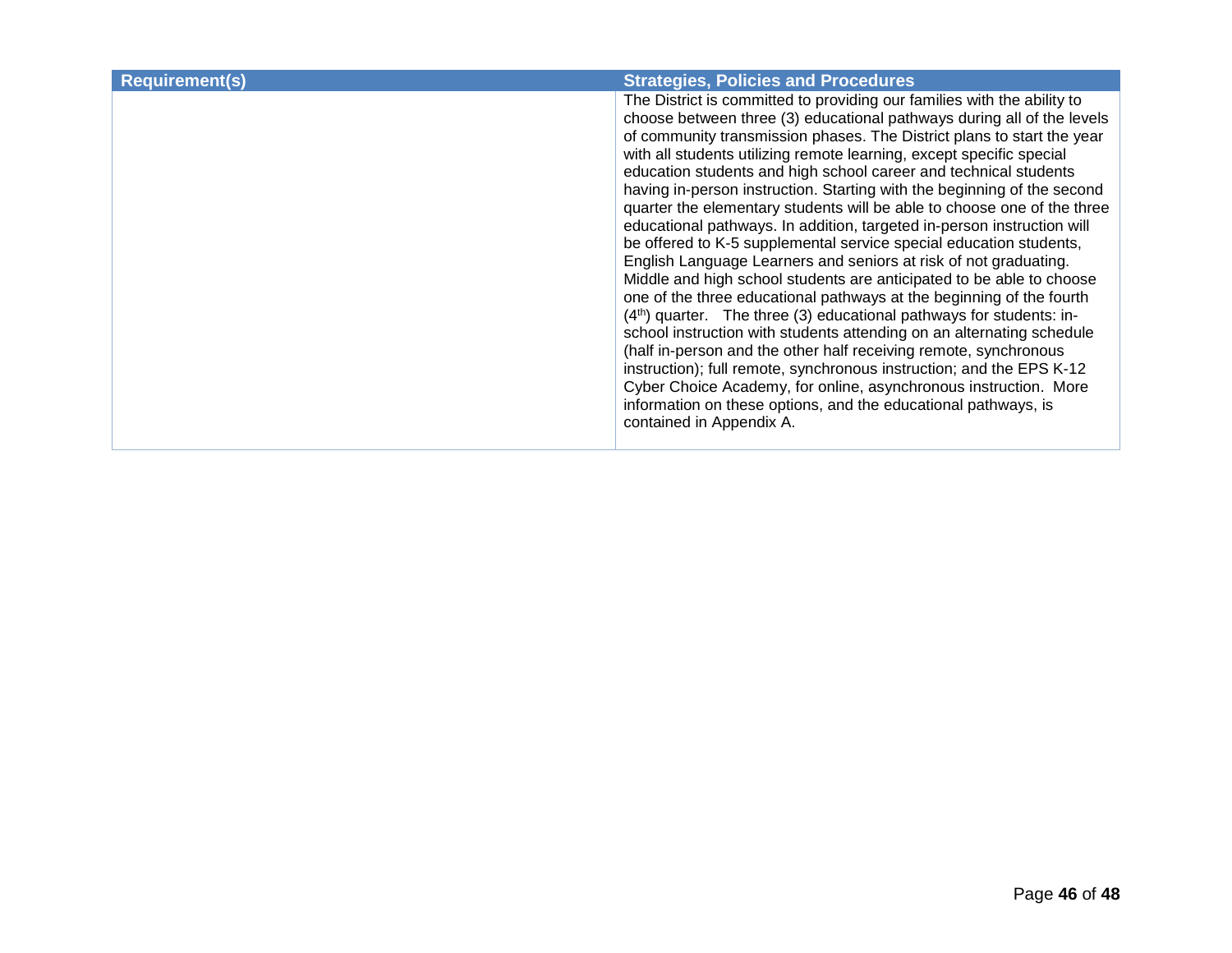| Requirement(s) | Strategies, Policies and Procedures |
|---|---|
| | The District is committed to providing our families with the ability to choose between three (3) educational pathways during all of the levels of community transmission phases. The District plans to start the year with all students utilizing remote learning, except specific special education students and high school career and technical students having in-person instruction. Starting with the beginning of the second quarter the elementary students will be able to choose one of the three educational pathways. In addition, targeted in-person instruction will be offered to K-5 supplemental service special education students, English Language Learners and seniors at risk of not graduating. Middle and high school students are anticipated to be able to choose one of the three educational pathways at the beginning of the fourth (4th) quarter. The three (3) educational pathways for students: in-school instruction with students attending on an alternating schedule (half in-person and the other half receiving remote, synchronous instruction); full remote, synchronous instruction; and the EPS K-12 Cyber Choice Academy, for online, asynchronous instruction. More information on these options, and the educational pathways, is contained in Appendix A. |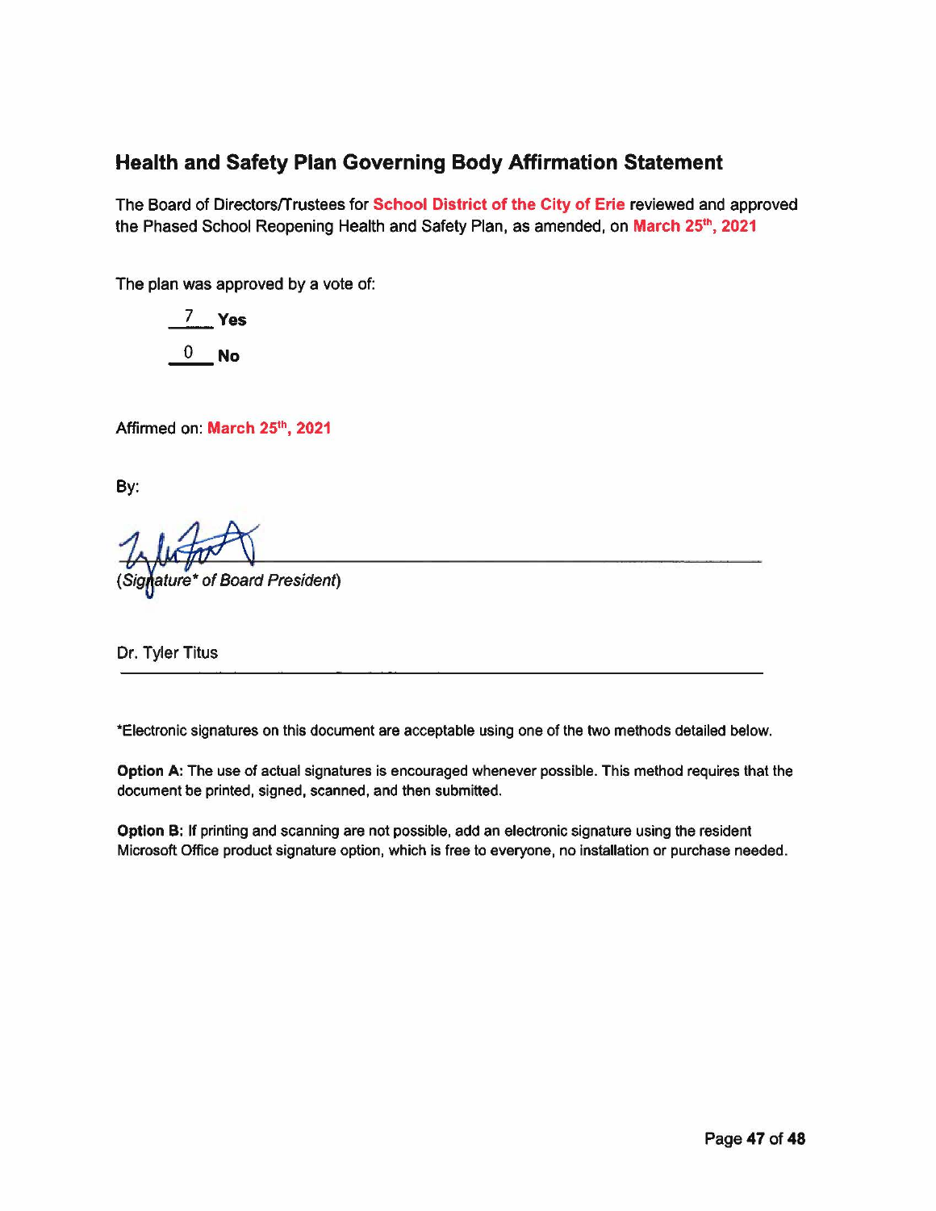## Health and Safety Plan Governing Body Affirmation Statement

The Board of Directors/Trustees for **School District of the City of Erie** reviewed and approved the Phased School Reopening Health and Safety Plan, as amended, on **March 25th, 2021**

The plan was approved by a vote of:

7 **Yes**

0 **No**

Affirmed on: **March 25th, 2021**

By:

(*Signature\* of Board President*)

Dr. Tyler Titus

\*Electronic signatures on this document are acceptable using one of the two methods detailed below.

**Option A:** The use of actual signatures is encouraged whenever possible. This method requires that the document be printed, signed, scanned, and then submitted.

**Option B:** If printing and scanning are not possible, add an electronic signature using the resident Microsoft Office product signature option, which is free to everyone, no installation or purchase needed.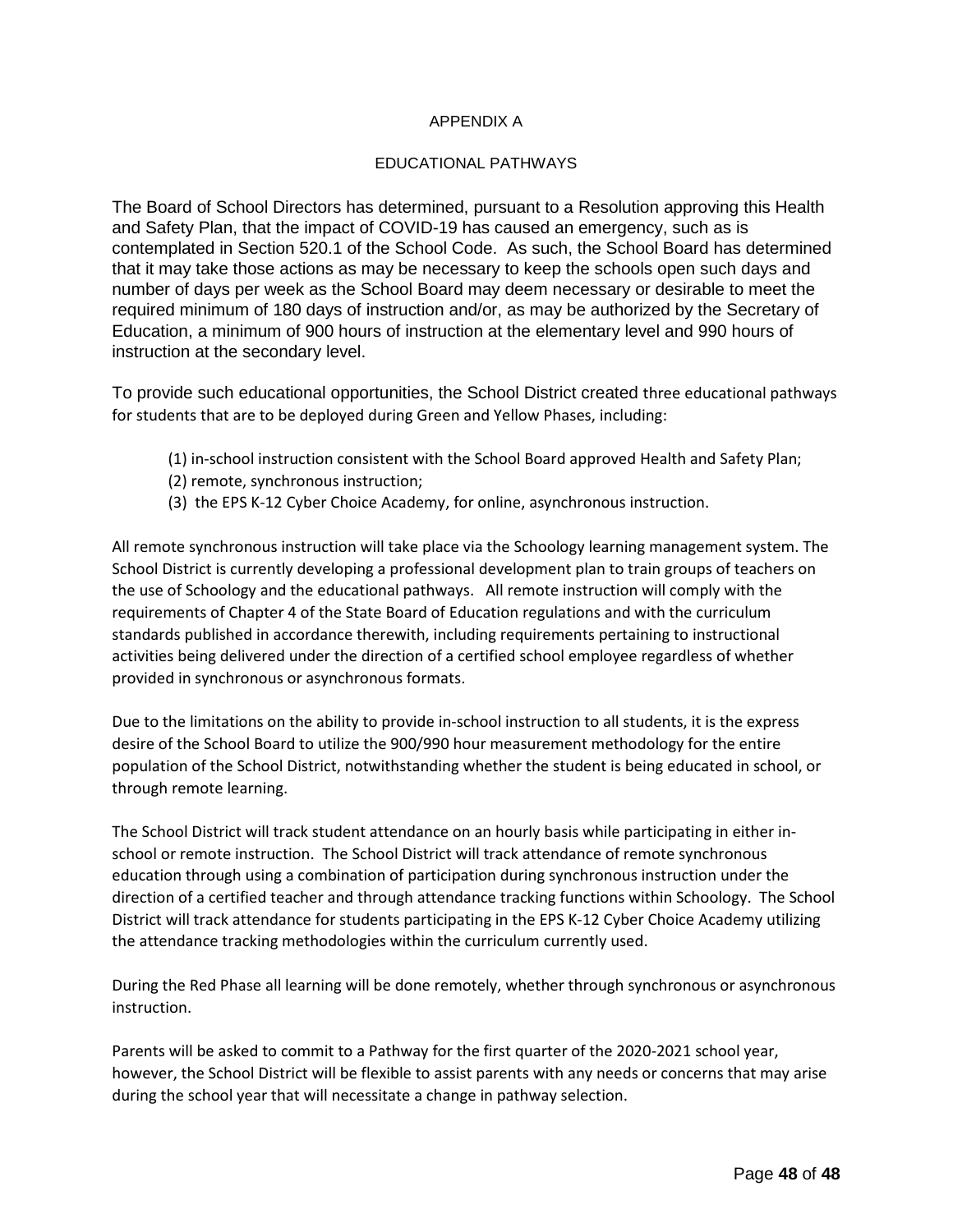# APPENDIX A

## EDUCATIONAL PATHWAYS

The Board of School Directors has determined, pursuant to a Resolution approving this Health and Safety Plan, that the impact of COVID-19 has caused an emergency, such as is contemplated in Section 520.1 of the School Code. As such, the School Board has determined that it may take those actions as may be necessary to keep the schools open such days and number of days per week as the School Board may deem necessary or desirable to meet the required minimum of 180 days of instruction and/or, as may be authorized by the Secretary of Education, a minimum of 900 hours of instruction at the elementary level and 990 hours of instruction at the secondary level.

To provide such educational opportunities, the School District created three educational pathways for students that are to be deployed during Green and Yellow Phases, including:

(1) in-school instruction consistent with the School Board approved Health and Safety Plan;
(2) remote, synchronous instruction;
(3) the EPS K-12 Cyber Choice Academy, for online, asynchronous instruction.

All remote synchronous instruction will take place via the Schoology learning management system. The School District is currently developing a professional development plan to train groups of teachers on the use of Schoology and the educational pathways. All remote instruction will comply with the requirements of Chapter 4 of the State Board of Education regulations and with the curriculum standards published in accordance therewith, including requirements pertaining to instructional activities being delivered under the direction of a certified school employee regardless of whether provided in synchronous or asynchronous formats.

Due to the limitations on the ability to provide in-school instruction to all students, it is the express desire of the School Board to utilize the 900/990 hour measurement methodology for the entire population of the School District, notwithstanding whether the student is being educated in school, or through remote learning.

The School District will track student attendance on an hourly basis while participating in either in-school or remote instruction. The School District will track attendance of remote synchronous education through using a combination of participation during synchronous instruction under the direction of a certified teacher and through attendance tracking functions within Schoology. The School District will track attendance for students participating in the EPS K-12 Cyber Choice Academy utilizing the attendance tracking methodologies within the curriculum currently used.

During the Red Phase all learning will be done remotely, whether through synchronous or asynchronous instruction.

Parents will be asked to commit to a Pathway for the first quarter of the 2020-2021 school year, however, the School District will be flexible to assist parents with any needs or concerns that may arise during the school year that will necessitate a change in pathway selection.